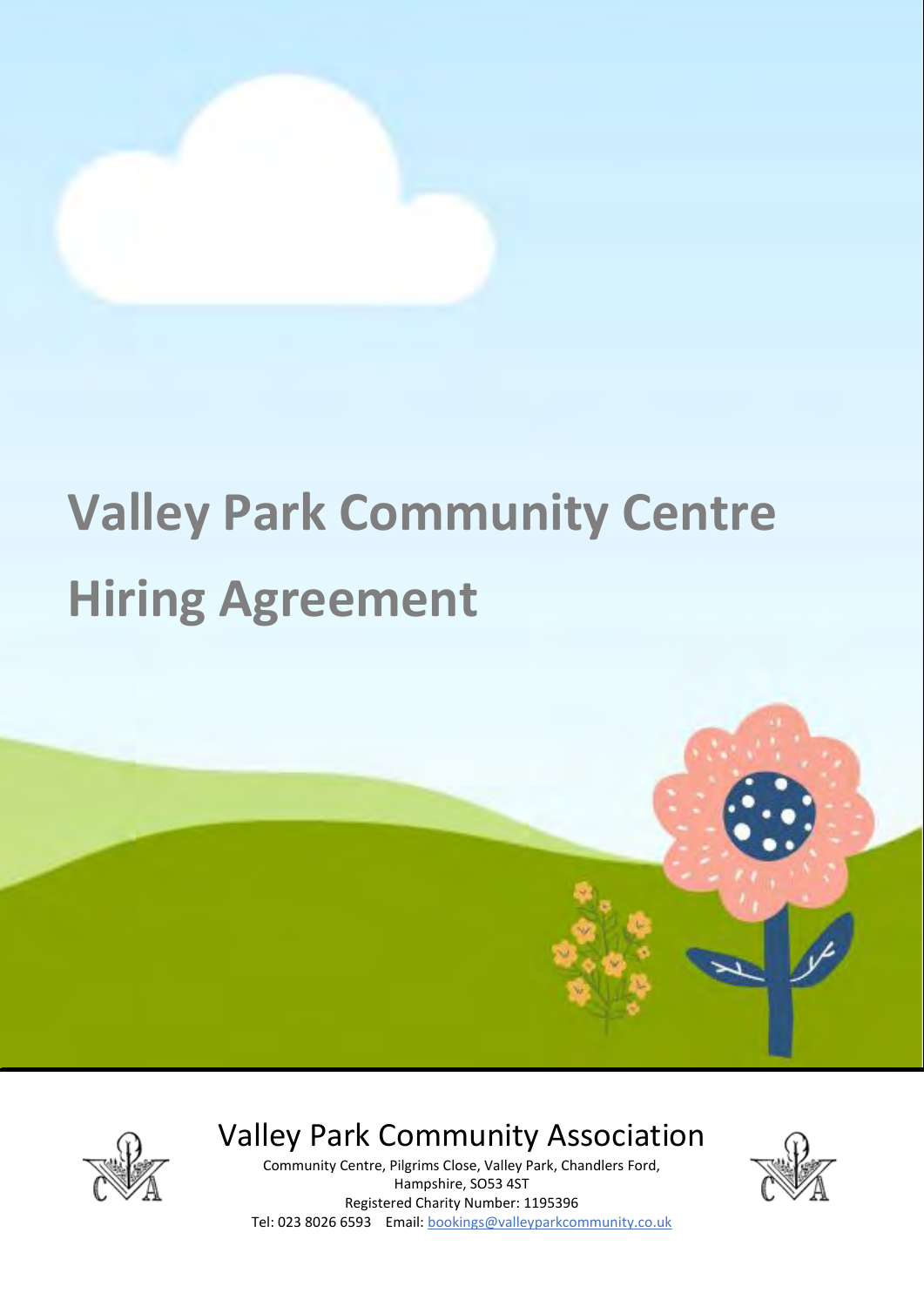# Valley Park Community Centre Hiring Agreement

## Valley Park Community Association

Community Centre, Pilgrims Close, Valley Park, Chandlers Ford, Hampshire, SO53 4ST

Registered Charity Number: 1195396

Tel: 023 8026 6593 Email: bookings@valleyparkcommunity.co.uk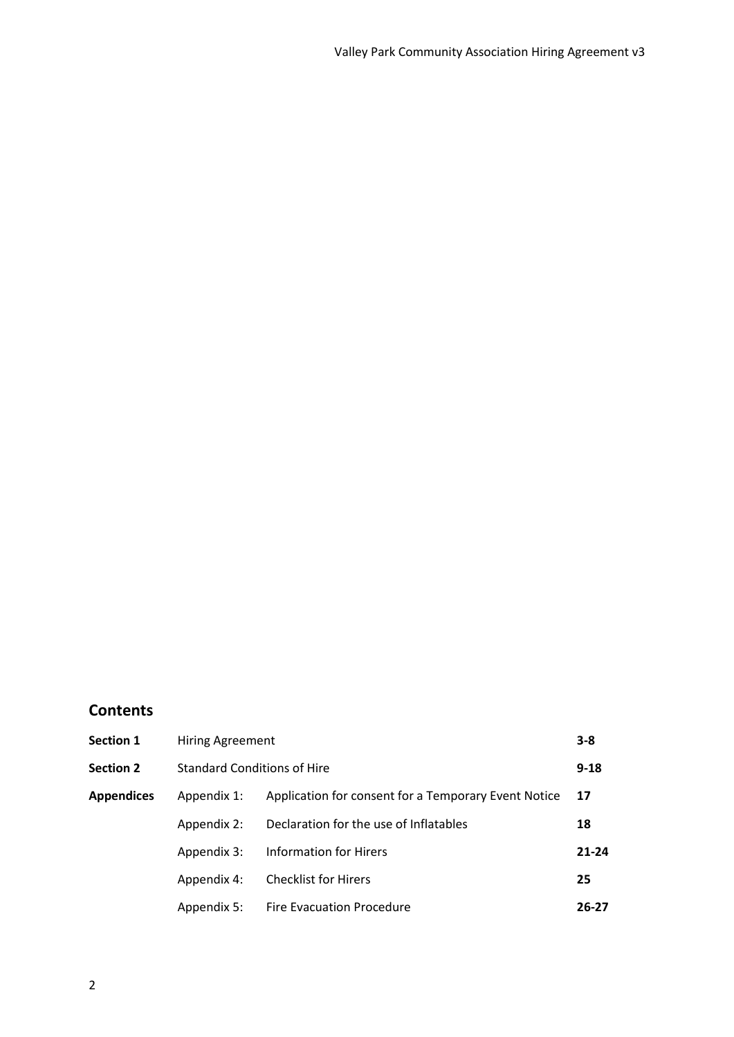## Contents

| | | | |
|---|---|---|---|
| **Section 1** | Hiring Agreement | | **3-8** |
| **Section 2** | Standard Conditions of Hire | | **9-18** |
| **Appendices** | Appendix 1: | Application for consent for a Temporary Event Notice | **17** |
| | Appendix 2: | Declaration for the use of Inflatables | **18** |
| | Appendix 3: | Information for Hirers | **21-24** |
| | Appendix 4: | Checklist for Hirers | **25** |
| | Appendix 5: | Fire Evacuation Procedure | **26-27** |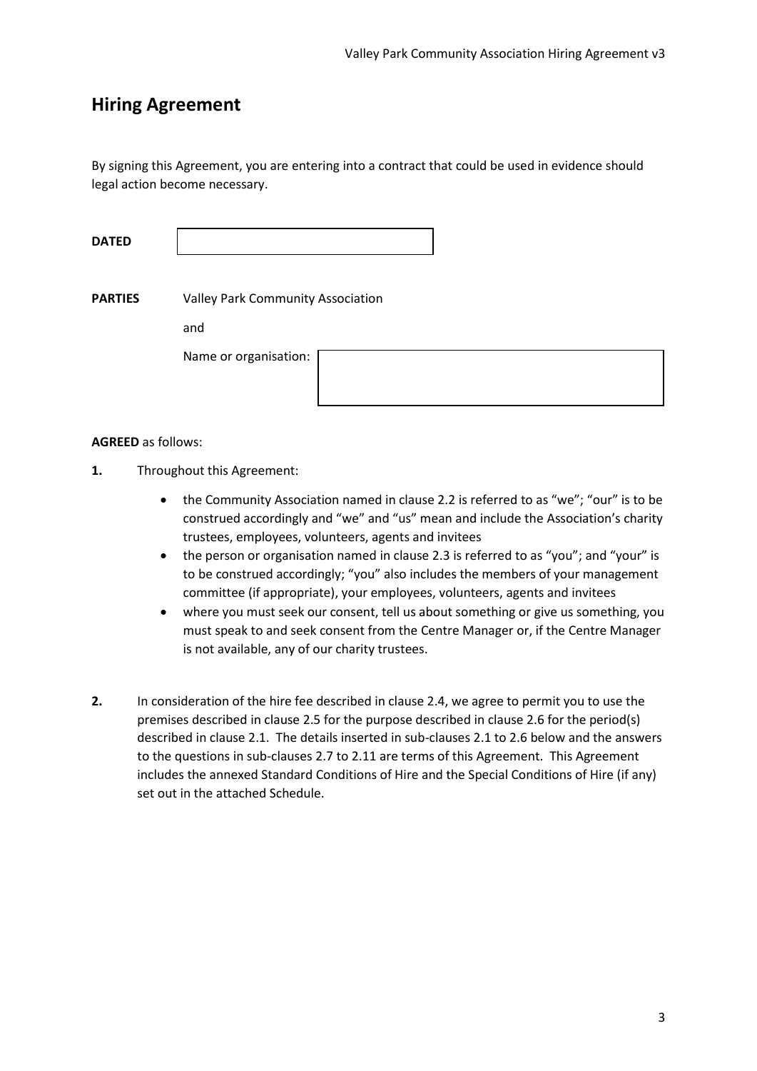## Hiring Agreement

By signing this Agreement, you are entering into a contract that could be used in evidence should legal action become necessary.

**DATED** 

**PARTIES** Valley Park Community Association

and

Name or organisation: 

**AGREED** as follows:

**1.** Throughout this Agreement:

- the Community Association named in clause 2.2 is referred to as "we"; "our" is to be construed accordingly and "we" and "us" mean and include the Association's charity trustees, employees, volunteers, agents and invitees
- the person or organisation named in clause 2.3 is referred to as "you"; and "your" is to be construed accordingly; "you" also includes the members of your management committee (if appropriate), your employees, volunteers, agents and invitees
- where you must seek our consent, tell us about something or give us something, you must speak to and seek consent from the Centre Manager or, if the Centre Manager is not available, any of our charity trustees.

**2.** In consideration of the hire fee described in clause 2.4, we agree to permit you to use the premises described in clause 2.5 for the purpose described in clause 2.6 for the period(s) described in clause 2.1. The details inserted in sub-clauses 2.1 to 2.6 below and the answers to the questions in sub-clauses 2.7 to 2.11 are terms of this Agreement. This Agreement includes the annexed Standard Conditions of Hire and the Special Conditions of Hire (if any) set out in the attached Schedule.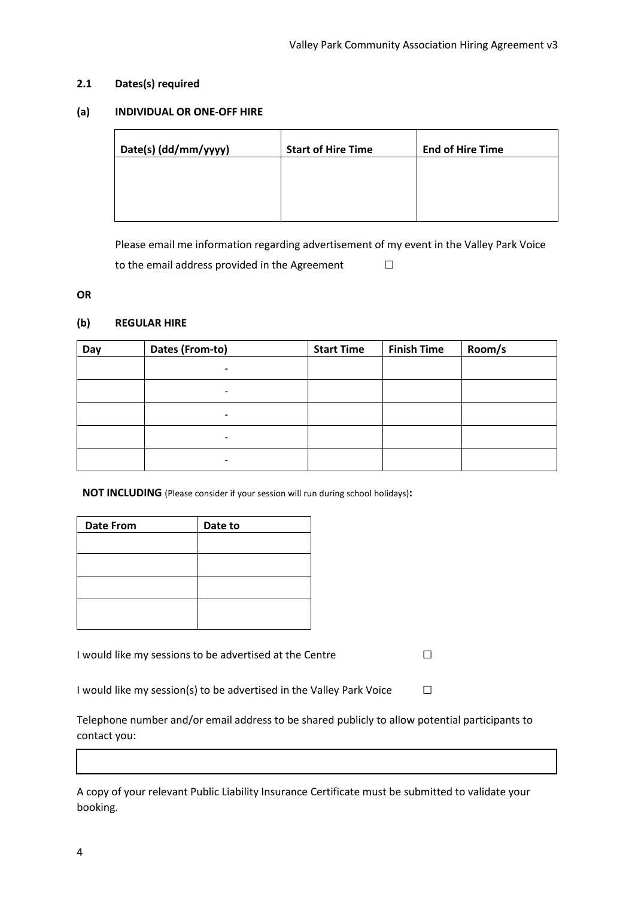### 2.1 Dates(s) required

### (a) INDIVIDUAL OR ONE-OFF HIRE

| Date(s) (dd/mm/yyyy) | Start of Hire Time | End of Hire Time |
|---|---|---|
| | | |

Please email me information regarding advertisement of my event in the Valley Park Voice to the email address provided in the Agreement ☐

**OR**

### (b) REGULAR HIRE

| Day | Dates (From-to) | Start Time | Finish Time | Room/s |
|---|---|---|---|---|
| | - | | | |
| | - | | | |
| | - | | | |
| | - | | | |
| | - | | | |

**NOT INCLUDING** (Please consider if your session will run during school holidays)**:**

| Date From | Date to |
|---|---|
| | |
| | |
| | |
| | |

I would like my sessions to be advertised at the Centre ☐

I would like my session(s) to be advertised in the Valley Park Voice ☐

Telephone number and/or email address to be shared publicly to allow potential participants to contact you:

| |
|---|

A copy of your relevant Public Liability Insurance Certificate must be submitted to validate your booking.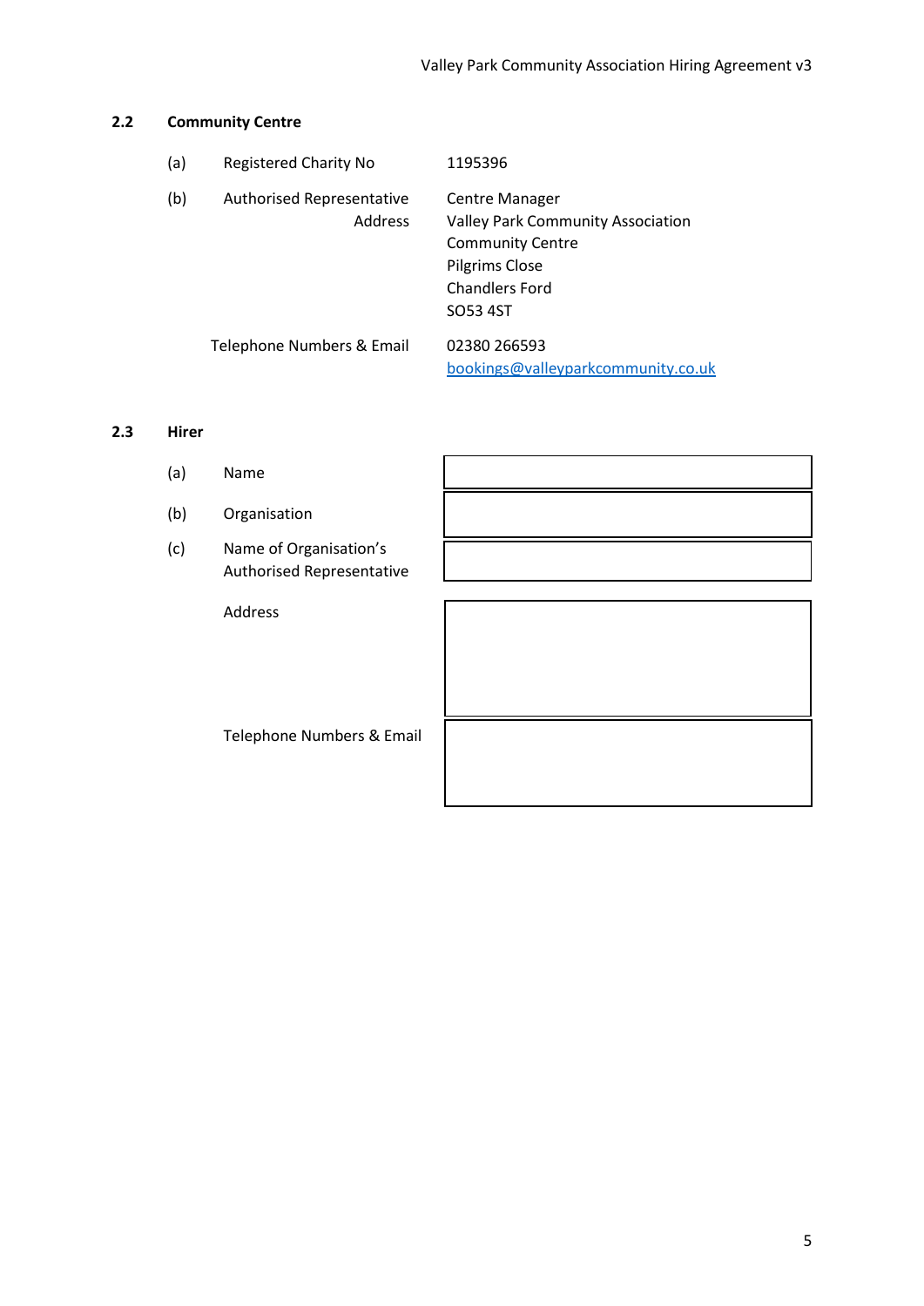### 2.2 Community Centre

| | | |
|---|---|---|
| (a) | Registered Charity No | 1195396 |
| (b) | Authorised Representative Address | Centre Manager<br>Valley Park Community Association<br>Community Centre<br>Pilgrims Close<br>Chandlers Ford<br>SO53 4ST |
| | Telephone Numbers & Email | 02380 266593<br>bookings@valleyparkcommunity.co.uk |

### 2.3 Hirer

| | | |
|---|---|---|
| (a) | Name | |
| (b) | Organisation | |
| (c) | Name of Organisation's Authorised Representative | |
| | Address | |
| | Telephone Numbers & Email | |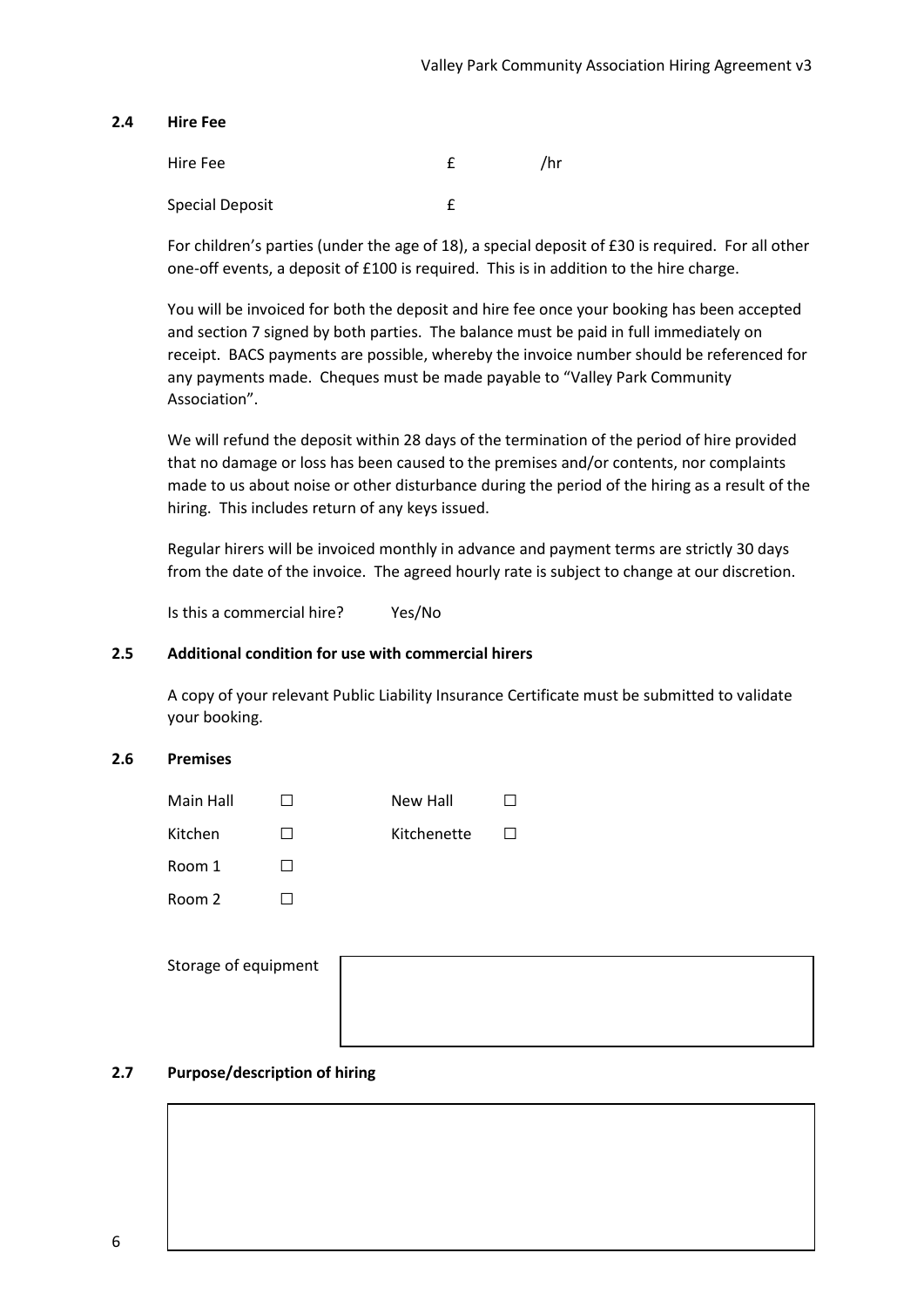### 2.4 Hire Fee

| | | |
|---|---|---|
| Hire Fee | £ | /hr |
| Special Deposit | £ | |

For children's parties (under the age of 18), a special deposit of £30 is required. For all other one-off events, a deposit of £100 is required. This is in addition to the hire charge.

You will be invoiced for both the deposit and hire fee once your booking has been accepted and section 7 signed by both parties. The balance must be paid in full immediately on receipt. BACS payments are possible, whereby the invoice number should be referenced for any payments made. Cheques must be made payable to "Valley Park Community Association".

We will refund the deposit within 28 days of the termination of the period of hire provided that no damage or loss has been caused to the premises and/or contents, nor complaints made to us about noise or other disturbance during the period of the hiring as a result of the hiring. This includes return of any keys issued.

Regular hirers will be invoiced monthly in advance and payment terms are strictly 30 days from the date of the invoice. The agreed hourly rate is subject to change at our discretion.

Is this a commercial hire? Yes/No

### 2.5 Additional condition for use with commercial hirers

A copy of your relevant Public Liability Insurance Certificate must be submitted to validate your booking.

### 2.6 Premises

| | | | |
|---|---|---|---|
| Main Hall | ☐ | New Hall | ☐ |
| Kitchen | ☐ | Kitchenette | ☐ |
| Room 1 | ☐ | | |
| Room 2 | ☐ | | |

Storage of equipment

### 2.7 Purpose/description of hiring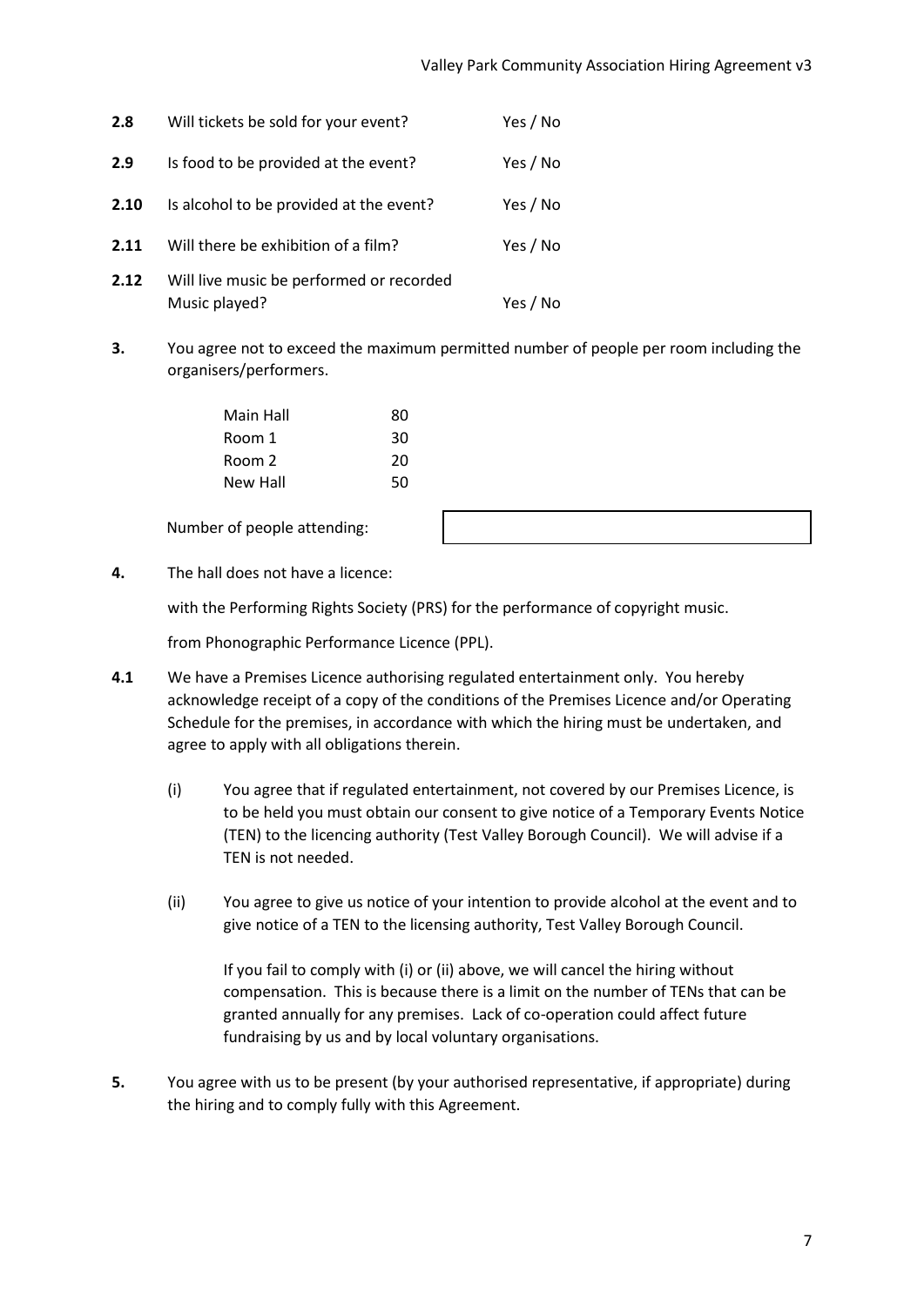| | | |
|---|---|---|
| **2.8** | Will tickets be sold for your event? | Yes / No |
| **2.9** | Is food to be provided at the event? | Yes / No |
| **2.10** | Is alcohol to be provided at the event? | Yes / No |
| **2.11** | Will there be exhibition of a film? | Yes / No |
| **2.12** | Will live music be performed or recorded Music played? | Yes / No |

**3.** You agree not to exceed the maximum permitted number of people per room including the organisers/performers.

| Room | Maximum |
|---|---|
| Main Hall | 80 |
| Room 1 | 30 |
| Room 2 | 20 |
| New Hall | 50 |

Number of people attending: ____________________

**4.** The hall does not have a licence:

with the Performing Rights Society (PRS) for the performance of copyright music.

from Phonographic Performance Licence (PPL).

**4.1** We have a Premises Licence authorising regulated entertainment only. You hereby acknowledge receipt of a copy of the conditions of the Premises Licence and/or Operating Schedule for the premises, in accordance with which the hiring must be undertaken, and agree to apply with all obligations therein.

(i) You agree that if regulated entertainment, not covered by our Premises Licence, is to be held you must obtain our consent to give notice of a Temporary Events Notice (TEN) to the licencing authority (Test Valley Borough Council). We will advise if a TEN is not needed.

(ii) You agree to give us notice of your intention to provide alcohol at the event and to give notice of a TEN to the licensing authority, Test Valley Borough Council.

If you fail to comply with (i) or (ii) above, we will cancel the hiring without compensation. This is because there is a limit on the number of TENs that can be granted annually for any premises. Lack of co-operation could affect future fundraising by us and by local voluntary organisations.

**5.** You agree with us to be present (by your authorised representative, if appropriate) during the hiring and to comply fully with this Agreement.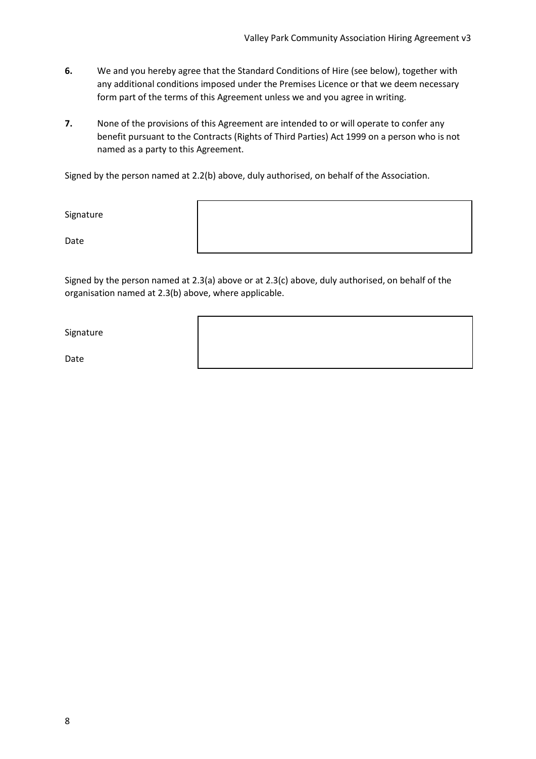**6.** We and you hereby agree that the Standard Conditions of Hire (see below), together with any additional conditions imposed under the Premises Licence or that we deem necessary form part of the terms of this Agreement unless we and you agree in writing.

**7.** None of the provisions of this Agreement are intended to or will operate to confer any benefit pursuant to the Contracts (Rights of Third Parties) Act 1999 on a person who is not named as a party to this Agreement.

Signed by the person named at 2.2(b) above, duly authorised, on behalf of the Association.

| Signature | |
|---|---|
| Date | |

Signed by the person named at 2.3(a) above or at 2.3(c) above, duly authorised, on behalf of the organisation named at 2.3(b) above, where applicable.

| Signature | |
|---|---|
| Date | |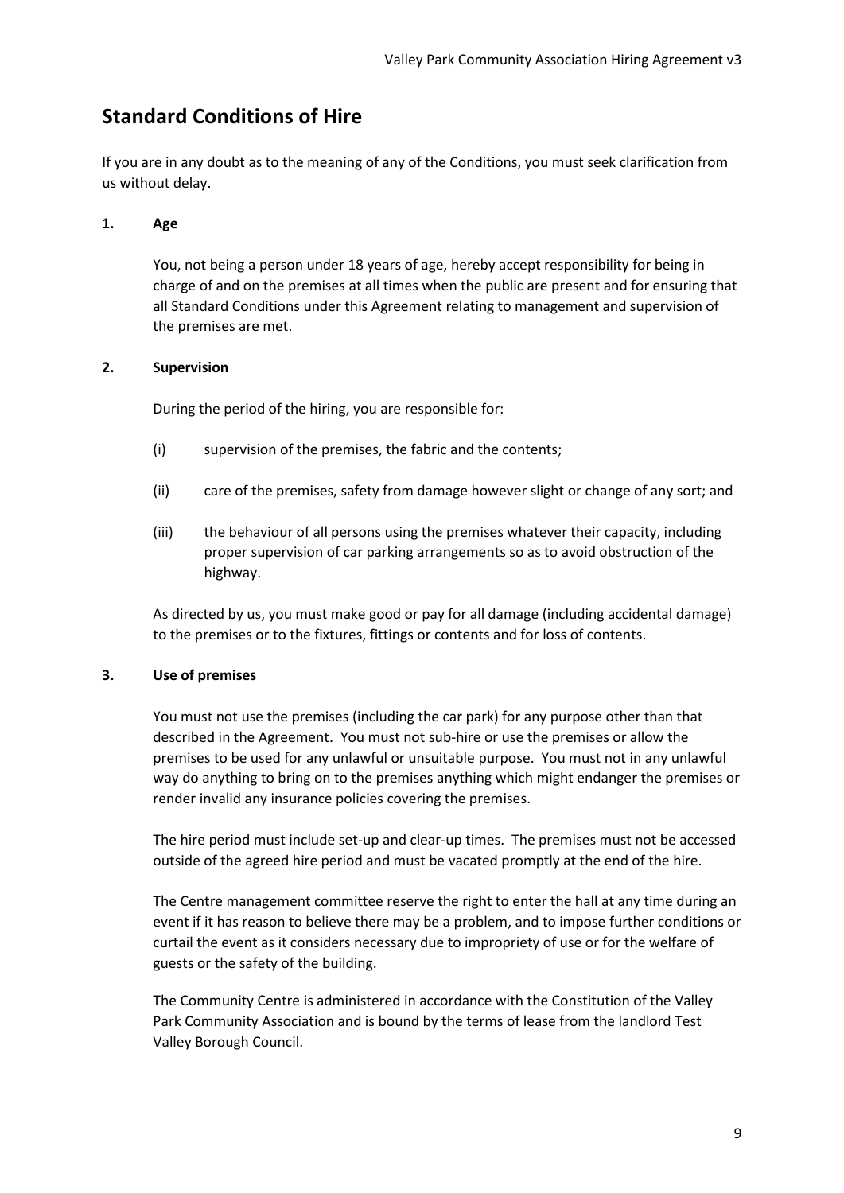## Standard Conditions of Hire

If you are in any doubt as to the meaning of any of the Conditions, you must seek clarification from us without delay.

### 1. Age

You, not being a person under 18 years of age, hereby accept responsibility for being in charge of and on the premises at all times when the public are present and for ensuring that all Standard Conditions under this Agreement relating to management and supervision of the premises are met.

### 2. Supervision

During the period of the hiring, you are responsible for:

(i) supervision of the premises, the fabric and the contents;

(ii) care of the premises, safety from damage however slight or change of any sort; and

(iii) the behaviour of all persons using the premises whatever their capacity, including proper supervision of car parking arrangements so as to avoid obstruction of the highway.

As directed by us, you must make good or pay for all damage (including accidental damage) to the premises or to the fixtures, fittings or contents and for loss of contents.

### 3. Use of premises

You must not use the premises (including the car park) for any purpose other than that described in the Agreement. You must not sub-hire or use the premises or allow the premises to be used for any unlawful or unsuitable purpose. You must not in any unlawful way do anything to bring on to the premises anything which might endanger the premises or render invalid any insurance policies covering the premises.

The hire period must include set-up and clear-up times. The premises must not be accessed outside of the agreed hire period and must be vacated promptly at the end of the hire.

The Centre management committee reserve the right to enter the hall at any time during an event if it has reason to believe there may be a problem, and to impose further conditions or curtail the event as it considers necessary due to impropriety of use or for the welfare of guests or the safety of the building.

The Community Centre is administered in accordance with the Constitution of the Valley Park Community Association and is bound by the terms of lease from the landlord Test Valley Borough Council.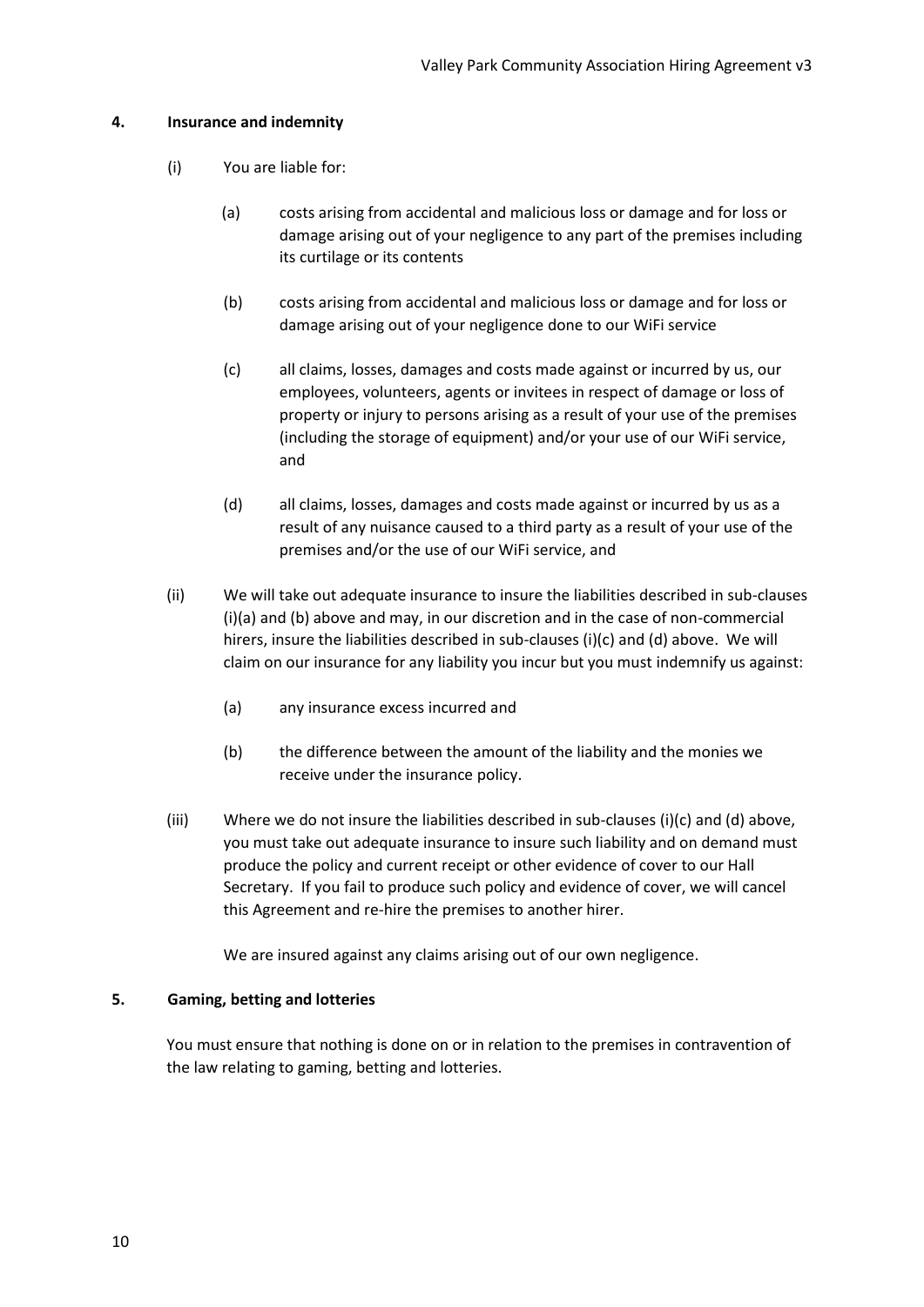### 4. Insurance and indemnity

(i) You are liable for:

(a) costs arising from accidental and malicious loss or damage and for loss or damage arising out of your negligence to any part of the premises including its curtilage or its contents

(b) costs arising from accidental and malicious loss or damage and for loss or damage arising out of your negligence done to our WiFi service

(c) all claims, losses, damages and costs made against or incurred by us, our employees, volunteers, agents or invitees in respect of damage or loss of property or injury to persons arising as a result of your use of the premises (including the storage of equipment) and/or your use of our WiFi service, and

(d) all claims, losses, damages and costs made against or incurred by us as a result of any nuisance caused to a third party as a result of your use of the premises and/or the use of our WiFi service, and

(ii) We will take out adequate insurance to insure the liabilities described in sub-clauses (i)(a) and (b) above and may, in our discretion and in the case of non-commercial hirers, insure the liabilities described in sub-clauses (i)(c) and (d) above. We will claim on our insurance for any liability you incur but you must indemnify us against:

(a) any insurance excess incurred and

(b) the difference between the amount of the liability and the monies we receive under the insurance policy.

(iii) Where we do not insure the liabilities described in sub-clauses (i)(c) and (d) above, you must take out adequate insurance to insure such liability and on demand must produce the policy and current receipt or other evidence of cover to our Hall Secretary. If you fail to produce such policy and evidence of cover, we will cancel this Agreement and re-hire the premises to another hirer.

We are insured against any claims arising out of our own negligence.

### 5. Gaming, betting and lotteries

You must ensure that nothing is done on or in relation to the premises in contravention of the law relating to gaming, betting and lotteries.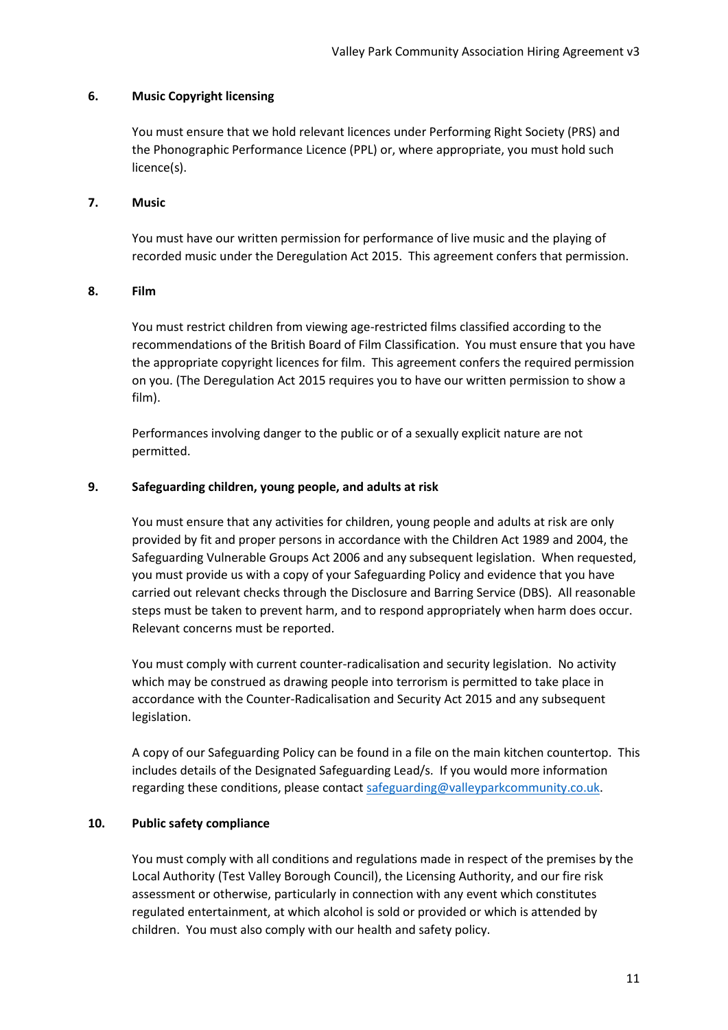### 6. Music Copyright licensing

You must ensure that we hold relevant licences under Performing Right Society (PRS) and the Phonographic Performance Licence (PPL) or, where appropriate, you must hold such licence(s).

### 7. Music

You must have our written permission for performance of live music and the playing of recorded music under the Deregulation Act 2015. This agreement confers that permission.

### 8. Film

You must restrict children from viewing age-restricted films classified according to the recommendations of the British Board of Film Classification. You must ensure that you have the appropriate copyright licences for film. This agreement confers the required permission on you. (The Deregulation Act 2015 requires you to have our written permission to show a film).

Performances involving danger to the public or of a sexually explicit nature are not permitted.

### 9. Safeguarding children, young people, and adults at risk

You must ensure that any activities for children, young people and adults at risk are only provided by fit and proper persons in accordance with the Children Act 1989 and 2004, the Safeguarding Vulnerable Groups Act 2006 and any subsequent legislation. When requested, you must provide us with a copy of your Safeguarding Policy and evidence that you have carried out relevant checks through the Disclosure and Barring Service (DBS). All reasonable steps must be taken to prevent harm, and to respond appropriately when harm does occur. Relevant concerns must be reported.

You must comply with current counter-radicalisation and security legislation. No activity which may be construed as drawing people into terrorism is permitted to take place in accordance with the Counter-Radicalisation and Security Act 2015 and any subsequent legislation.

A copy of our Safeguarding Policy can be found in a file on the main kitchen countertop. This includes details of the Designated Safeguarding Lead/s. If you would more information regarding these conditions, please contact [safeguarding@valleyparkcommunity.co.uk](mailto:safeguarding@valleyparkcommunity.co.uk).

### 10. Public safety compliance

You must comply with all conditions and regulations made in respect of the premises by the Local Authority (Test Valley Borough Council), the Licensing Authority, and our fire risk assessment or otherwise, particularly in connection with any event which constitutes regulated entertainment, at which alcohol is sold or provided or which is attended by children. You must also comply with our health and safety policy.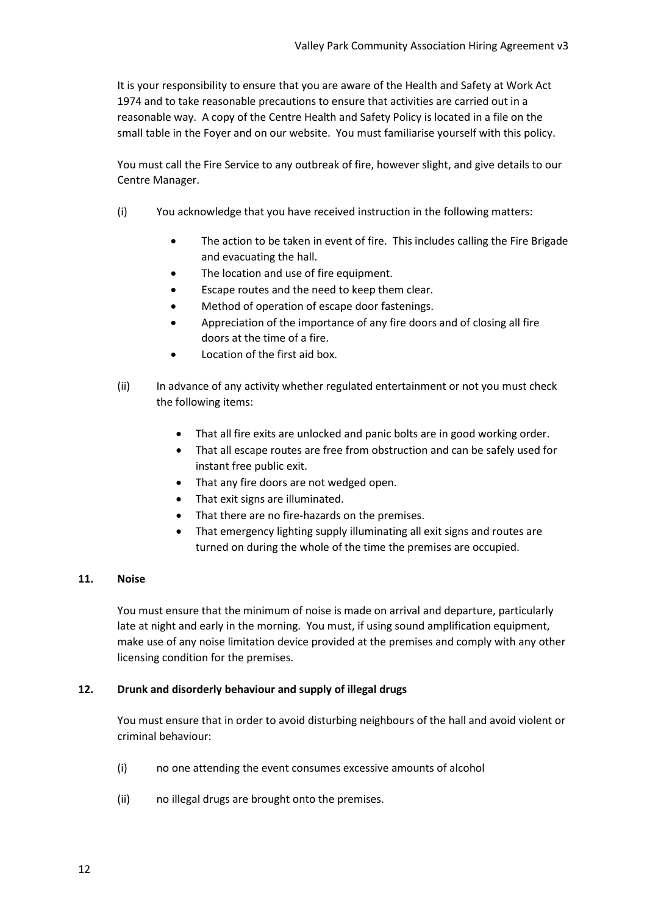It is your responsibility to ensure that you are aware of the Health and Safety at Work Act 1974 and to take reasonable precautions to ensure that activities are carried out in a reasonable way. A copy of the Centre Health and Safety Policy is located in a file on the small table in the Foyer and on our website. You must familiarise yourself with this policy.

You must call the Fire Service to any outbreak of fire, however slight, and give details to our Centre Manager.

(i) You acknowledge that you have received instruction in the following matters:

- The action to be taken in event of fire. This includes calling the Fire Brigade and evacuating the hall.
- The location and use of fire equipment.
- Escape routes and the need to keep them clear.
- Method of operation of escape door fastenings.
- Appreciation of the importance of any fire doors and of closing all fire doors at the time of a fire.
- Location of the first aid box.

(ii) In advance of any activity whether regulated entertainment or not you must check the following items:

- That all fire exits are unlocked and panic bolts are in good working order.
- That all escape routes are free from obstruction and can be safely used for instant free public exit.
- That any fire doors are not wedged open.
- That exit signs are illuminated.
- That there are no fire-hazards on the premises.
- That emergency lighting supply illuminating all exit signs and routes are turned on during the whole of the time the premises are occupied.

**11. Noise**

You must ensure that the minimum of noise is made on arrival and departure, particularly late at night and early in the morning. You must, if using sound amplification equipment, make use of any noise limitation device provided at the premises and comply with any other licensing condition for the premises.

**12. Drunk and disorderly behaviour and supply of illegal drugs**

You must ensure that in order to avoid disturbing neighbours of the hall and avoid violent or criminal behaviour:

(i) no one attending the event consumes excessive amounts of alcohol

(ii) no illegal drugs are brought onto the premises.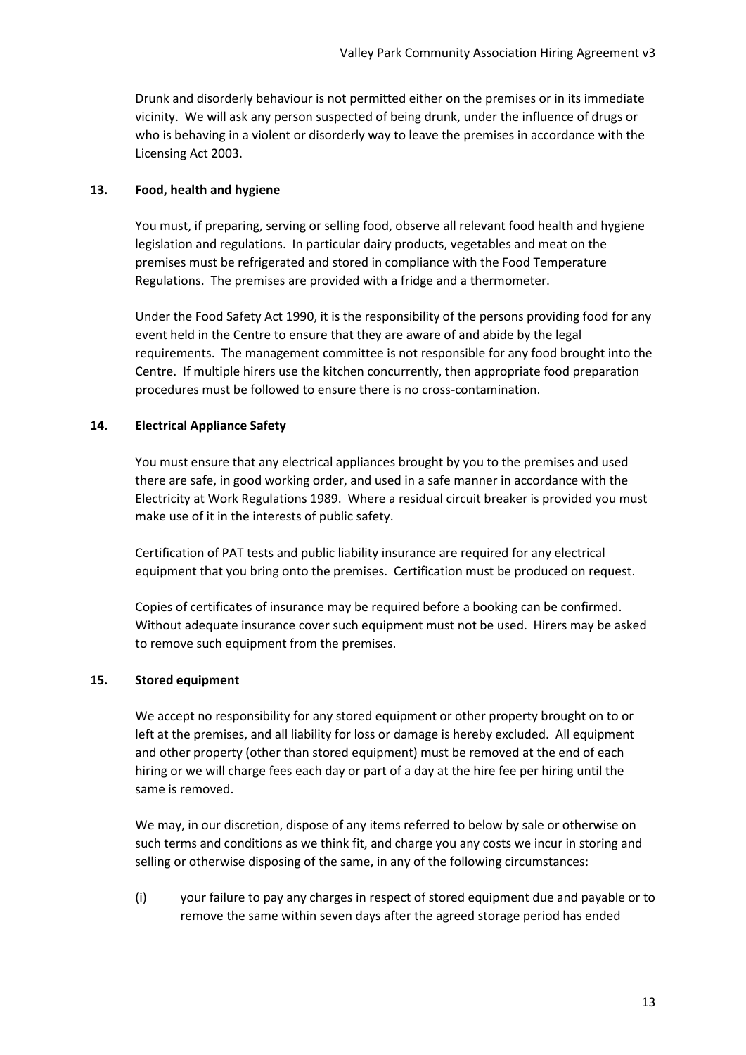Drunk and disorderly behaviour is not permitted either on the premises or in its immediate vicinity. We will ask any person suspected of being drunk, under the influence of drugs or who is behaving in a violent or disorderly way to leave the premises in accordance with the Licensing Act 2003.

## 13. Food, health and hygiene

You must, if preparing, serving or selling food, observe all relevant food health and hygiene legislation and regulations. In particular dairy products, vegetables and meat on the premises must be refrigerated and stored in compliance with the Food Temperature Regulations. The premises are provided with a fridge and a thermometer.

Under the Food Safety Act 1990, it is the responsibility of the persons providing food for any event held in the Centre to ensure that they are aware of and abide by the legal requirements. The management committee is not responsible for any food brought into the Centre. If multiple hirers use the kitchen concurrently, then appropriate food preparation procedures must be followed to ensure there is no cross-contamination.

## 14. Electrical Appliance Safety

You must ensure that any electrical appliances brought by you to the premises and used there are safe, in good working order, and used in a safe manner in accordance with the Electricity at Work Regulations 1989. Where a residual circuit breaker is provided you must make use of it in the interests of public safety.

Certification of PAT tests and public liability insurance are required for any electrical equipment that you bring onto the premises. Certification must be produced on request.

Copies of certificates of insurance may be required before a booking can be confirmed. Without adequate insurance cover such equipment must not be used. Hirers may be asked to remove such equipment from the premises.

## 15. Stored equipment

We accept no responsibility for any stored equipment or other property brought on to or left at the premises, and all liability for loss or damage is hereby excluded. All equipment and other property (other than stored equipment) must be removed at the end of each hiring or we will charge fees each day or part of a day at the hire fee per hiring until the same is removed.

We may, in our discretion, dispose of any items referred to below by sale or otherwise on such terms and conditions as we think fit, and charge you any costs we incur in storing and selling or otherwise disposing of the same, in any of the following circumstances:

(i) your failure to pay any charges in respect of stored equipment due and payable or to remove the same within seven days after the agreed storage period has ended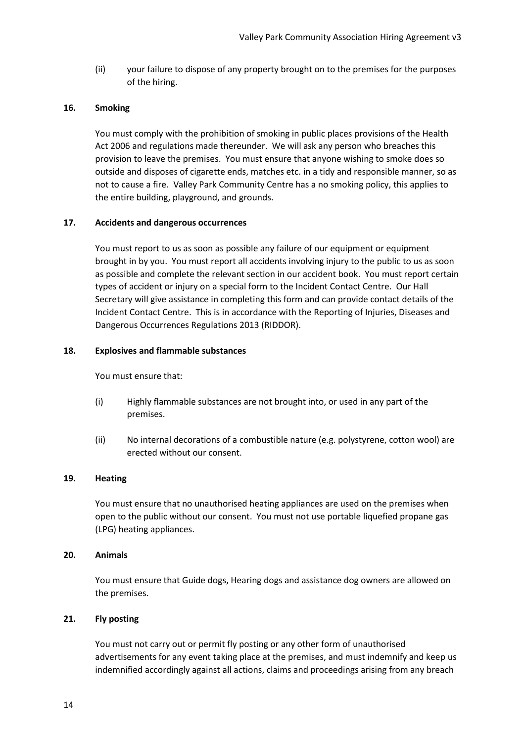(ii) your failure to dispose of any property brought on to the premises for the purposes of the hiring.

**16. Smoking**

You must comply with the prohibition of smoking in public places provisions of the Health Act 2006 and regulations made thereunder. We will ask any person who breaches this provision to leave the premises. You must ensure that anyone wishing to smoke does so outside and disposes of cigarette ends, matches etc. in a tidy and responsible manner, so as not to cause a fire. Valley Park Community Centre has a no smoking policy, this applies to the entire building, playground, and grounds.

**17. Accidents and dangerous occurrences**

You must report to us as soon as possible any failure of our equipment or equipment brought in by you. You must report all accidents involving injury to the public to us as soon as possible and complete the relevant section in our accident book. You must report certain types of accident or injury on a special form to the Incident Contact Centre. Our Hall Secretary will give assistance in completing this form and can provide contact details of the Incident Contact Centre. This is in accordance with the Reporting of Injuries, Diseases and Dangerous Occurrences Regulations 2013 (RIDDOR).

**18. Explosives and flammable substances**

You must ensure that:

(i) Highly flammable substances are not brought into, or used in any part of the premises.

(ii) No internal decorations of a combustible nature (e.g. polystyrene, cotton wool) are erected without our consent.

**19. Heating**

You must ensure that no unauthorised heating appliances are used on the premises when open to the public without our consent. You must not use portable liquefied propane gas (LPG) heating appliances.

**20. Animals**

You must ensure that Guide dogs, Hearing dogs and assistance dog owners are allowed on the premises.

**21. Fly posting**

You must not carry out or permit fly posting or any other form of unauthorised advertisements for any event taking place at the premises, and must indemnify and keep us indemnified accordingly against all actions, claims and proceedings arising from any breach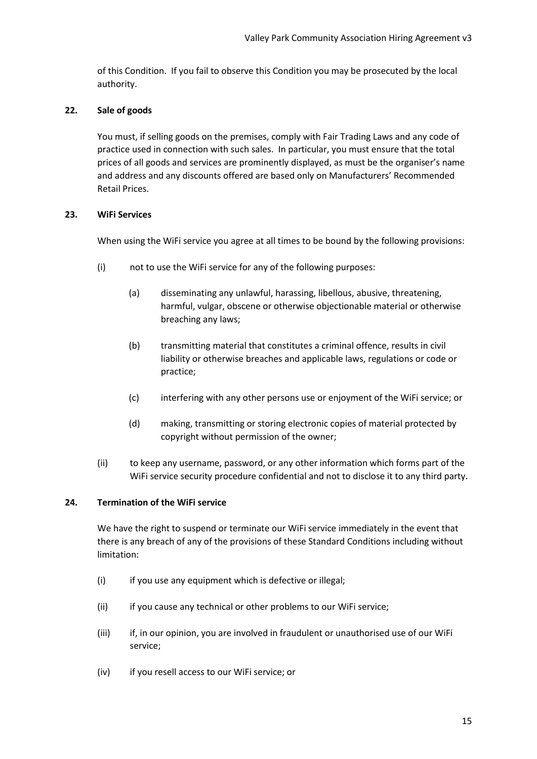of this Condition. If you fail to observe this Condition you may be prosecuted by the local authority.

**22. Sale of goods**

You must, if selling goods on the premises, comply with Fair Trading Laws and any code of practice used in connection with such sales. In particular, you must ensure that the total prices of all goods and services are prominently displayed, as must be the organiser's name and address and any discounts offered are based only on Manufacturers' Recommended Retail Prices.

**23. WiFi Services**

When using the WiFi service you agree at all times to be bound by the following provisions:

(i) not to use the WiFi service for any of the following purposes:

(a) disseminating any unlawful, harassing, libellous, abusive, threatening, harmful, vulgar, obscene or otherwise objectionable material or otherwise breaching any laws;

(b) transmitting material that constitutes a criminal offence, results in civil liability or otherwise breaches and applicable laws, regulations or code or practice;

(c) interfering with any other persons use or enjoyment of the WiFi service; or

(d) making, transmitting or storing electronic copies of material protected by copyright without permission of the owner;

(ii) to keep any username, password, or any other information which forms part of the WiFi service security procedure confidential and not to disclose it to any third party.

**24. Termination of the WiFi service**

We have the right to suspend or terminate our WiFi service immediately in the event that there is any breach of any of the provisions of these Standard Conditions including without limitation:

(i) if you use any equipment which is defective or illegal;

(ii) if you cause any technical or other problems to our WiFi service;

(iii) if, in our opinion, you are involved in fraudulent or unauthorised use of our WiFi service;

(iv) if you resell access to our WiFi service; or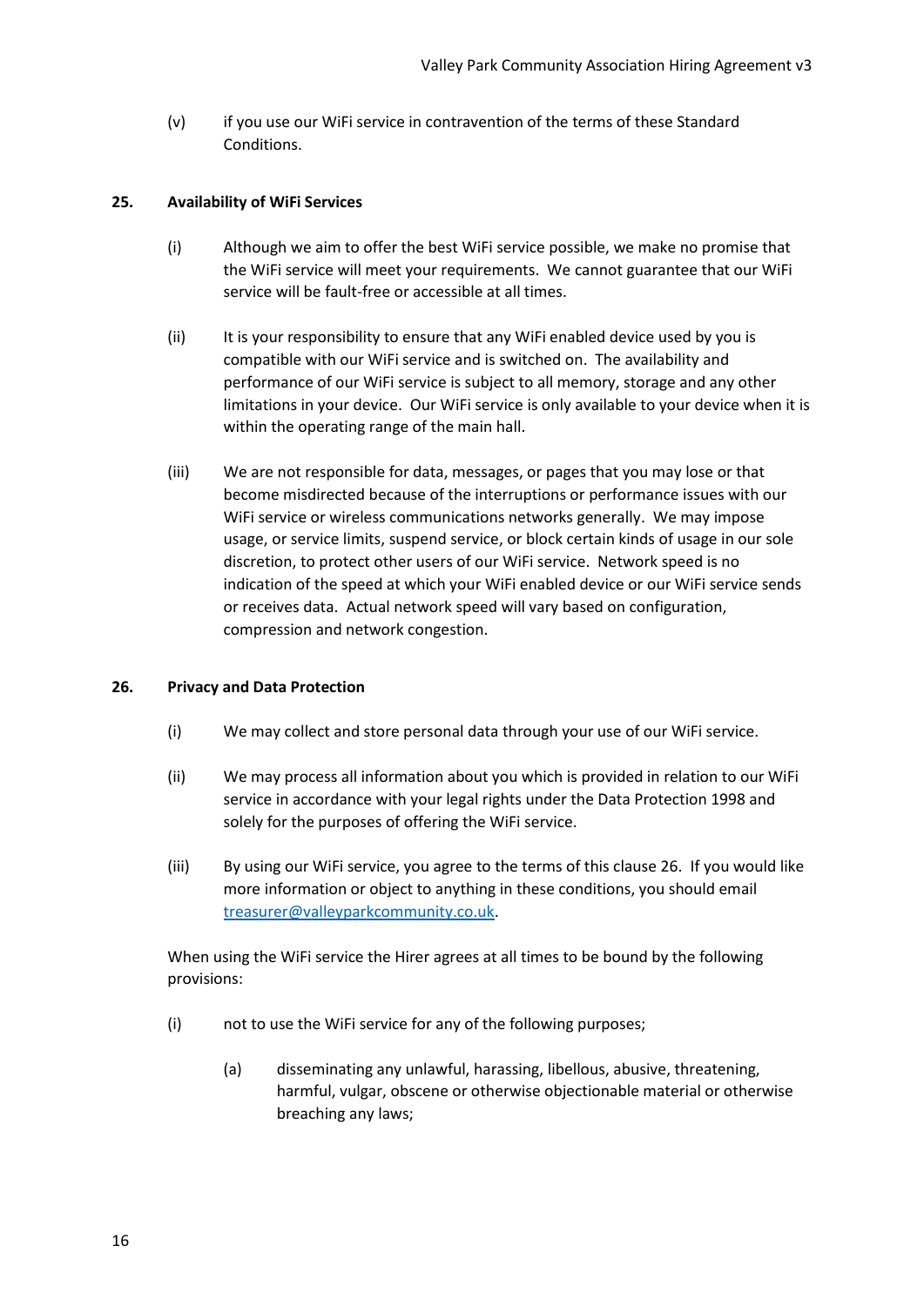(v) if you use our WiFi service in contravention of the terms of these Standard Conditions.

## 25. Availability of WiFi Services

(i) Although we aim to offer the best WiFi service possible, we make no promise that the WiFi service will meet your requirements. We cannot guarantee that our WiFi service will be fault-free or accessible at all times.

(ii) It is your responsibility to ensure that any WiFi enabled device used by you is compatible with our WiFi service and is switched on. The availability and performance of our WiFi service is subject to all memory, storage and any other limitations in your device. Our WiFi service is only available to your device when it is within the operating range of the main hall.

(iii) We are not responsible for data, messages, or pages that you may lose or that become misdirected because of the interruptions or performance issues with our WiFi service or wireless communications networks generally. We may impose usage, or service limits, suspend service, or block certain kinds of usage in our sole discretion, to protect other users of our WiFi service. Network speed is no indication of the speed at which your WiFi enabled device or our WiFi service sends or receives data. Actual network speed will vary based on configuration, compression and network congestion.

## 26. Privacy and Data Protection

(i) We may collect and store personal data through your use of our WiFi service.

(ii) We may process all information about you which is provided in relation to our WiFi service in accordance with your legal rights under the Data Protection 1998 and solely for the purposes of offering the WiFi service.

(iii) By using our WiFi service, you agree to the terms of this clause 26. If you would like more information or object to anything in these conditions, you should email treasurer@valleyparkcommunity.co.uk.

When using the WiFi service the Hirer agrees at all times to be bound by the following provisions:

(i) not to use the WiFi service for any of the following purposes;

(a) disseminating any unlawful, harassing, libellous, abusive, threatening, harmful, vulgar, obscene or otherwise objectionable material or otherwise breaching any laws;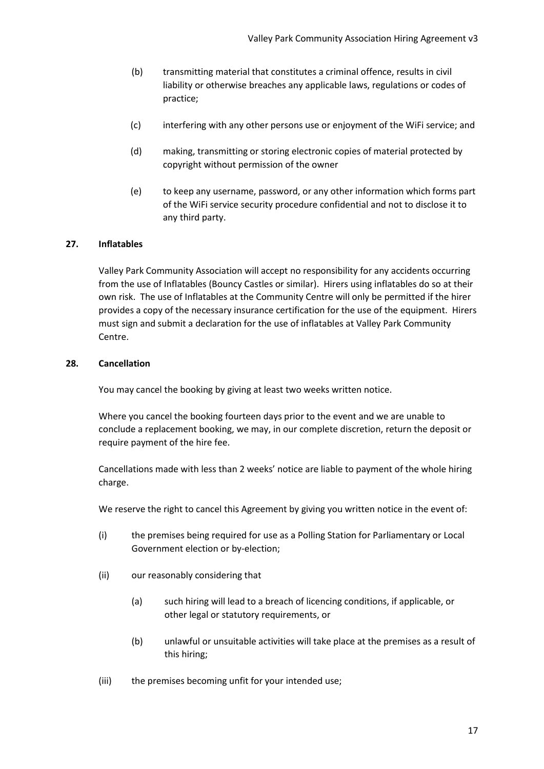(b) transmitting material that constitutes a criminal offence, results in civil liability or otherwise breaches any applicable laws, regulations or codes of practice;

(c) interfering with any other persons use or enjoyment of the WiFi service; and

(d) making, transmitting or storing electronic copies of material protected by copyright without permission of the owner

(e) to keep any username, password, or any other information which forms part of the WiFi service security procedure confidential and not to disclose it to any third party.

**27. Inflatables**

Valley Park Community Association will accept no responsibility for any accidents occurring from the use of Inflatables (Bouncy Castles or similar). Hirers using inflatables do so at their own risk. The use of Inflatables at the Community Centre will only be permitted if the hirer provides a copy of the necessary insurance certification for the use of the equipment. Hirers must sign and submit a declaration for the use of inflatables at Valley Park Community Centre.

**28. Cancellation**

You may cancel the booking by giving at least two weeks written notice.

Where you cancel the booking fourteen days prior to the event and we are unable to conclude a replacement booking, we may, in our complete discretion, return the deposit or require payment of the hire fee.

Cancellations made with less than 2 weeks' notice are liable to payment of the whole hiring charge.

We reserve the right to cancel this Agreement by giving you written notice in the event of:

(i) the premises being required for use as a Polling Station for Parliamentary or Local Government election or by-election;

(ii) our reasonably considering that

(a) such hiring will lead to a breach of licencing conditions, if applicable, or other legal or statutory requirements, or

(b) unlawful or unsuitable activities will take place at the premises as a result of this hiring;

(iii) the premises becoming unfit for your intended use;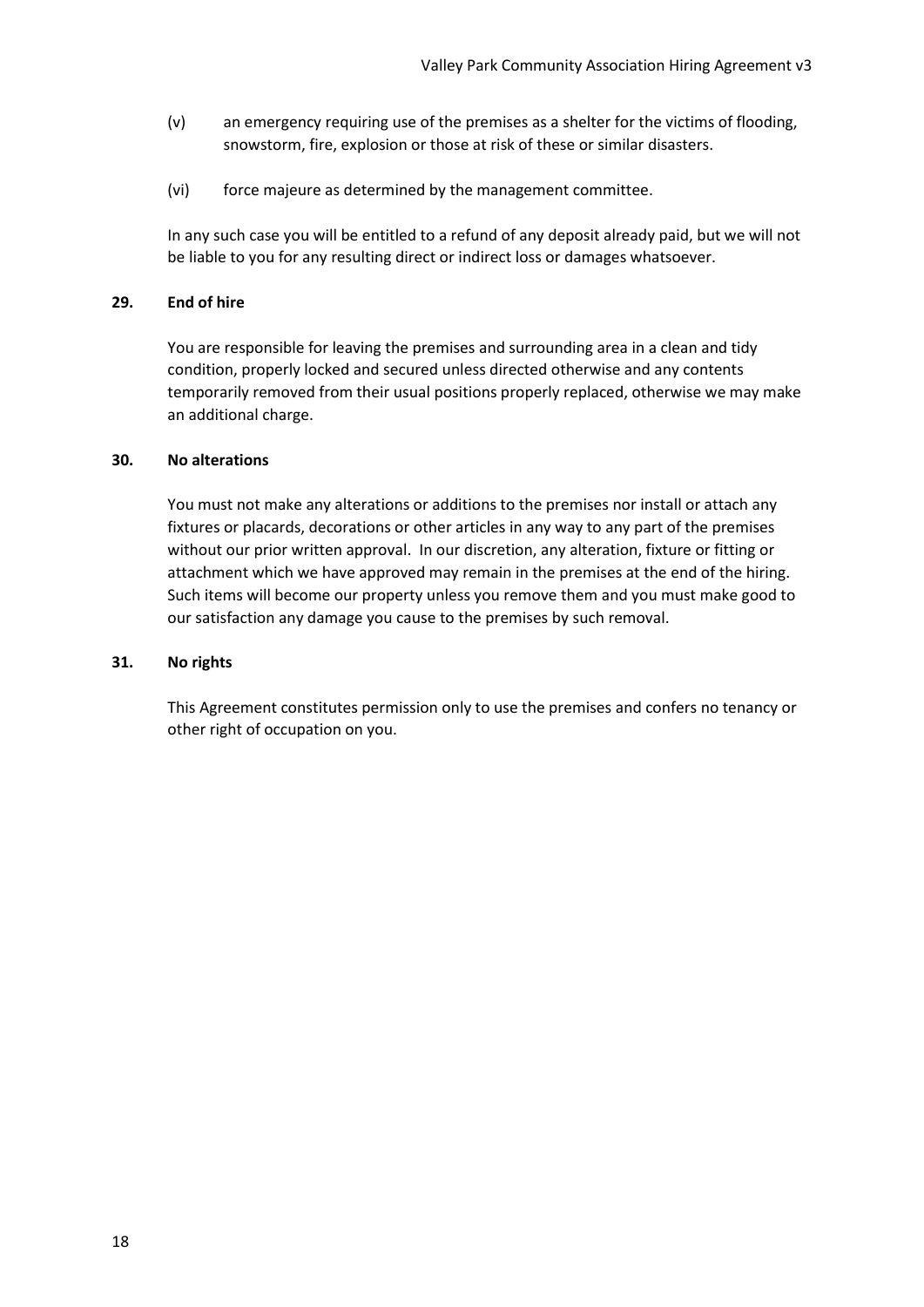(v) an emergency requiring use of the premises as a shelter for the victims of flooding, snowstorm, fire, explosion or those at risk of these or similar disasters.

(vi) force majeure as determined by the management committee.

In any such case you will be entitled to a refund of any deposit already paid, but we will not be liable to you for any resulting direct or indirect loss or damages whatsoever.

**29. End of hire**

You are responsible for leaving the premises and surrounding area in a clean and tidy condition, properly locked and secured unless directed otherwise and any contents temporarily removed from their usual positions properly replaced, otherwise we may make an additional charge.

**30. No alterations**

You must not make any alterations or additions to the premises nor install or attach any fixtures or placards, decorations or other articles in any way to any part of the premises without our prior written approval. In our discretion, any alteration, fixture or fitting or attachment which we have approved may remain in the premises at the end of the hiring. Such items will become our property unless you remove them and you must make good to our satisfaction any damage you cause to the premises by such removal.

**31. No rights**

This Agreement constitutes permission only to use the premises and confers no tenancy or other right of occupation on you.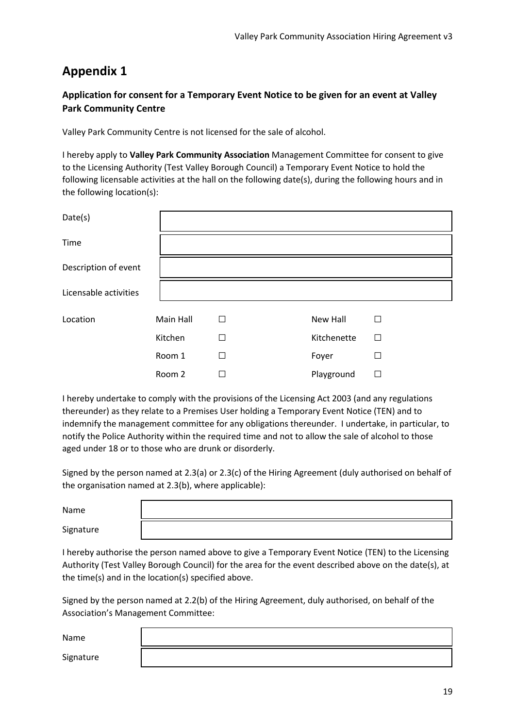# Appendix 1

### Application for consent for a Temporary Event Notice to be given for an event at Valley Park Community Centre

Valley Park Community Centre is not licensed for the sale of alcohol.

I hereby apply to **Valley Park Community Association** Management Committee for consent to give to the Licensing Authority (Test Valley Borough Council) a Temporary Event Notice to hold the following licensable activities at the hall on the following date(s), during the following hours and in the following location(s):

| | |
|---|---|
| Date(s) | |
| Time | |
| Description of event | |
| Licensable activities | |

| | | | | |
|---|---|---|---|---|
| Location | Main Hall | ☐ | New Hall | ☐ |
| | Kitchen | ☐ | Kitchenette | ☐ |
| | Room 1 | ☐ | Foyer | ☐ |
| | Room 2 | ☐ | Playground | ☐ |

I hereby undertake to comply with the provisions of the Licensing Act 2003 (and any regulations thereunder) as they relate to a Premises User holding a Temporary Event Notice (TEN) and to indemnify the management committee for any obligations thereunder. I undertake, in particular, to notify the Police Authority within the required time and not to allow the sale of alcohol to those aged under 18 or to those who are drunk or disorderly.

Signed by the person named at 2.3(a) or 2.3(c) of the Hiring Agreement (duly authorised on behalf of the organisation named at 2.3(b), where applicable):

| | |
|---|---|
| Name | |
| Signature | |

I hereby authorise the person named above to give a Temporary Event Notice (TEN) to the Licensing Authority (Test Valley Borough Council) for the area for the event described above on the date(s), at the time(s) and in the location(s) specified above.

Signed by the person named at 2.2(b) of the Hiring Agreement, duly authorised, on behalf of the Association's Management Committee:

| | |
|---|---|
| Name | |
| Signature | |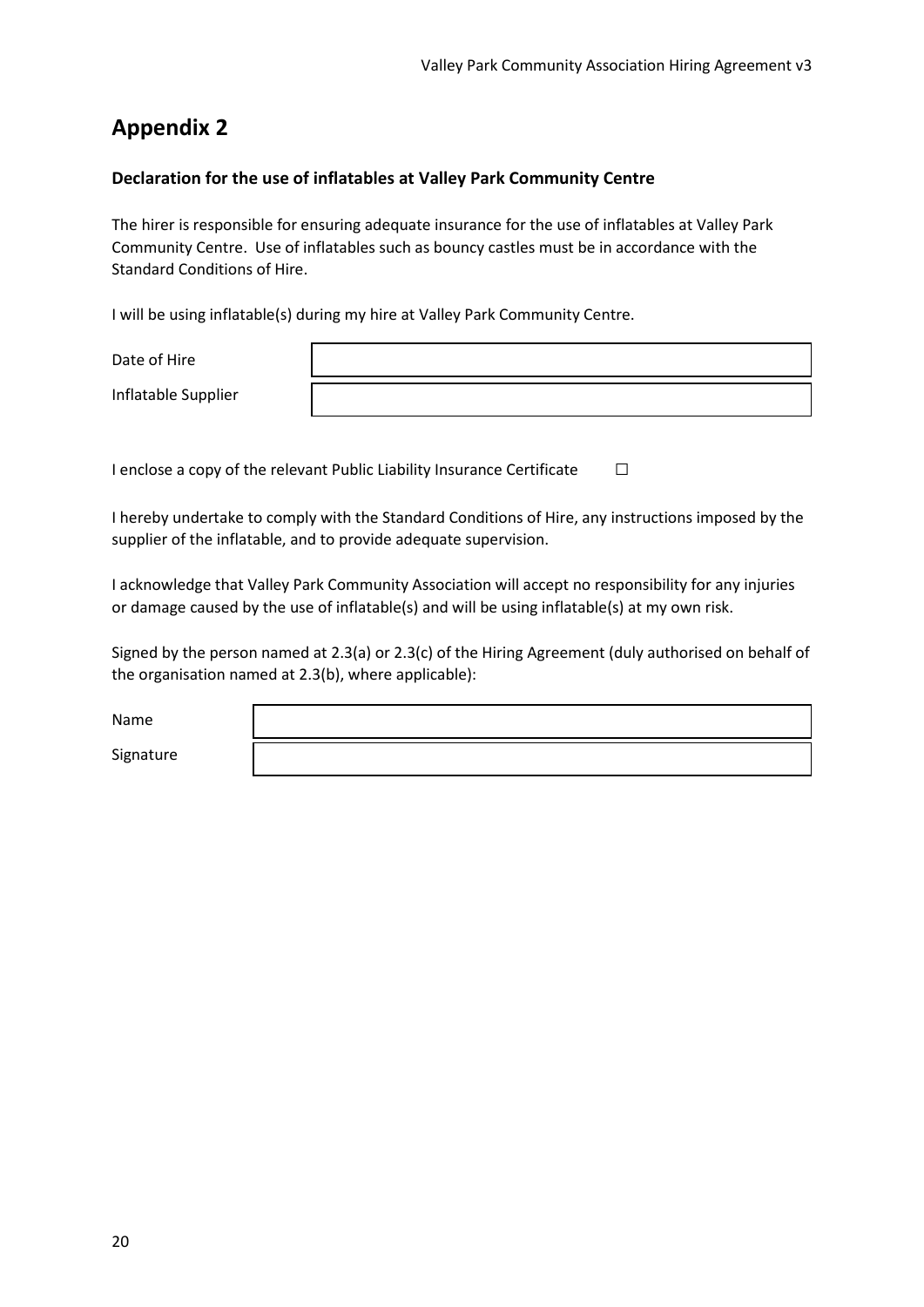## Appendix 2

**Declaration for the use of inflatables at Valley Park Community Centre**

The hirer is responsible for ensuring adequate insurance for the use of inflatables at Valley Park Community Centre. Use of inflatables such as bouncy castles must be in accordance with the Standard Conditions of Hire.

I will be using inflatable(s) during my hire at Valley Park Community Centre.

| Date of Hire | |
|---|---|
| Inflatable Supplier | |

I enclose a copy of the relevant Public Liability Insurance Certificate ☐

I hereby undertake to comply with the Standard Conditions of Hire, any instructions imposed by the supplier of the inflatable, and to provide adequate supervision.

I acknowledge that Valley Park Community Association will accept no responsibility for any injuries or damage caused by the use of inflatable(s) and will be using inflatable(s) at my own risk.

Signed by the person named at 2.3(a) or 2.3(c) of the Hiring Agreement (duly authorised on behalf of the organisation named at 2.3(b), where applicable):

| Name | |
|---|---|
| Signature | |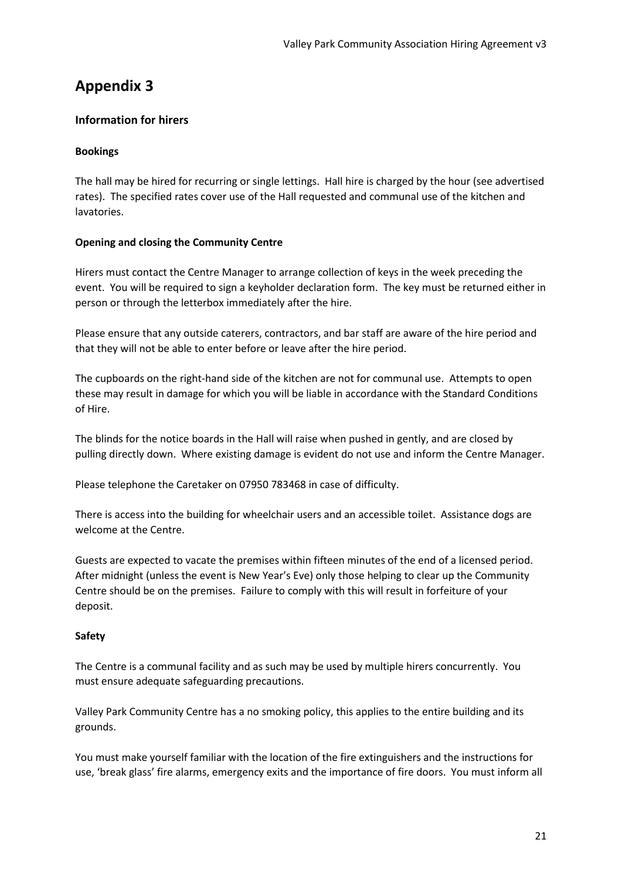# Appendix 3

## Information for hirers

### Bookings

The hall may be hired for recurring or single lettings. Hall hire is charged by the hour (see advertised rates). The specified rates cover use of the Hall requested and communal use of the kitchen and lavatories.

### Opening and closing the Community Centre

Hirers must contact the Centre Manager to arrange collection of keys in the week preceding the event. You will be required to sign a keyholder declaration form. The key must be returned either in person or through the letterbox immediately after the hire.

Please ensure that any outside caterers, contractors, and bar staff are aware of the hire period and that they will not be able to enter before or leave after the hire period.

The cupboards on the right-hand side of the kitchen are not for communal use. Attempts to open these may result in damage for which you will be liable in accordance with the Standard Conditions of Hire.

The blinds for the notice boards in the Hall will raise when pushed in gently, and are closed by pulling directly down. Where existing damage is evident do not use and inform the Centre Manager.

Please telephone the Caretaker on 07950 783468 in case of difficulty.

There is access into the building for wheelchair users and an accessible toilet. Assistance dogs are welcome at the Centre.

Guests are expected to vacate the premises within fifteen minutes of the end of a licensed period. After midnight (unless the event is New Year's Eve) only those helping to clear up the Community Centre should be on the premises. Failure to comply with this will result in forfeiture of your deposit.

### Safety

The Centre is a communal facility and as such may be used by multiple hirers concurrently. You must ensure adequate safeguarding precautions.

Valley Park Community Centre has a no smoking policy, this applies to the entire building and its grounds.

You must make yourself familiar with the location of the fire extinguishers and the instructions for use, 'break glass' fire alarms, emergency exits and the importance of fire doors. You must inform all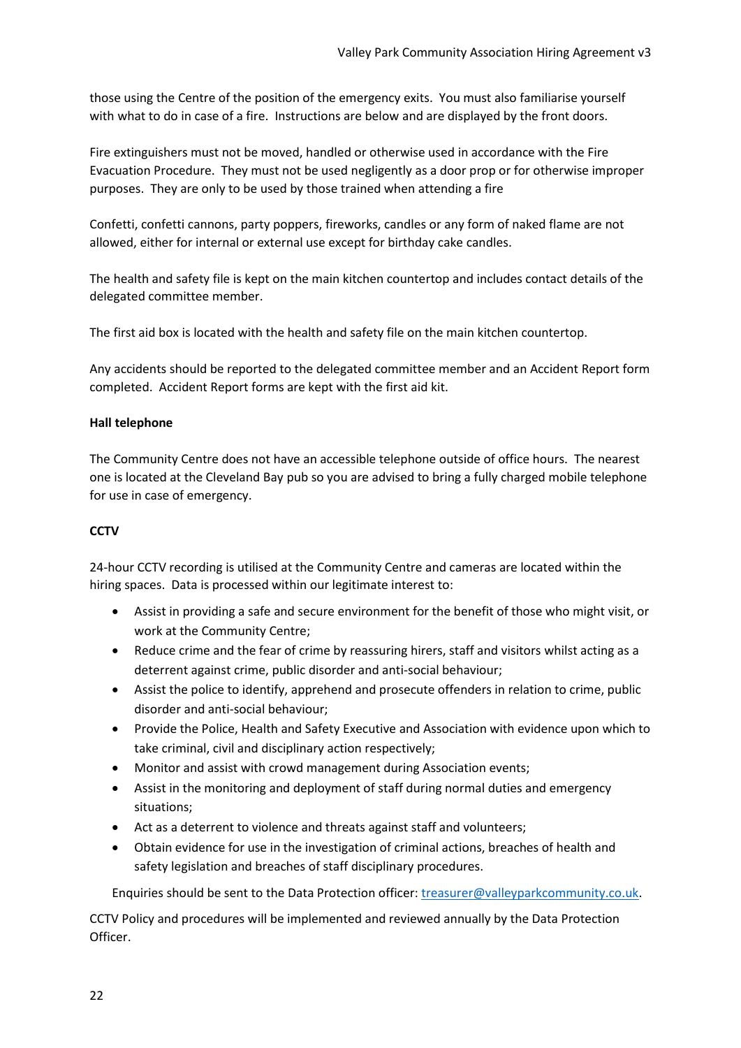those using the Centre of the position of the emergency exits. You must also familiarise yourself with what to do in case of a fire. Instructions are below and are displayed by the front doors.

Fire extinguishers must not be moved, handled or otherwise used in accordance with the Fire Evacuation Procedure. They must not be used negligently as a door prop or for otherwise improper purposes. They are only to be used by those trained when attending a fire

Confetti, confetti cannons, party poppers, fireworks, candles or any form of naked flame are not allowed, either for internal or external use except for birthday cake candles.

The health and safety file is kept on the main kitchen countertop and includes contact details of the delegated committee member.

The first aid box is located with the health and safety file on the main kitchen countertop.

Any accidents should be reported to the delegated committee member and an Accident Report form completed. Accident Report forms are kept with the first aid kit.

**Hall telephone**

The Community Centre does not have an accessible telephone outside of office hours. The nearest one is located at the Cleveland Bay pub so you are advised to bring a fully charged mobile telephone for use in case of emergency.

**CCTV**

24-hour CCTV recording is utilised at the Community Centre and cameras are located within the hiring spaces. Data is processed within our legitimate interest to:

- Assist in providing a safe and secure environment for the benefit of those who might visit, or work at the Community Centre;
- Reduce crime and the fear of crime by reassuring hirers, staff and visitors whilst acting as a deterrent against crime, public disorder and anti-social behaviour;
- Assist the police to identify, apprehend and prosecute offenders in relation to crime, public disorder and anti-social behaviour;
- Provide the Police, Health and Safety Executive and Association with evidence upon which to take criminal, civil and disciplinary action respectively;
- Monitor and assist with crowd management during Association events;
- Assist in the monitoring and deployment of staff during normal duties and emergency situations;
- Act as a deterrent to violence and threats against staff and volunteers;
- Obtain evidence for use in the investigation of criminal actions, breaches of health and safety legislation and breaches of staff disciplinary procedures.

Enquiries should be sent to the Data Protection officer: treasurer@valleyparkcommunity.co.uk.

CCTV Policy and procedures will be implemented and reviewed annually by the Data Protection Officer.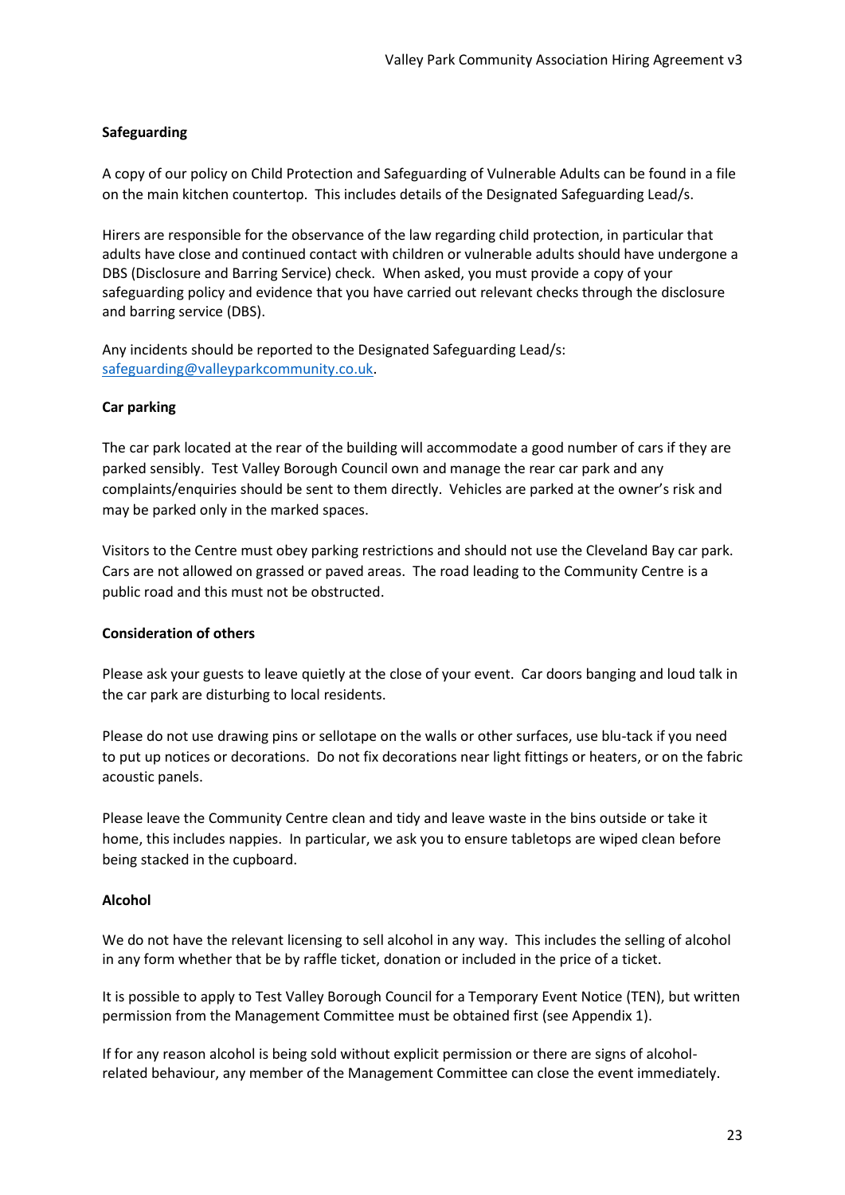**Safeguarding**

A copy of our policy on Child Protection and Safeguarding of Vulnerable Adults can be found in a file on the main kitchen countertop. This includes details of the Designated Safeguarding Lead/s.

Hirers are responsible for the observance of the law regarding child protection, in particular that adults have close and continued contact with children or vulnerable adults should have undergone a DBS (Disclosure and Barring Service) check. When asked, you must provide a copy of your safeguarding policy and evidence that you have carried out relevant checks through the disclosure and barring service (DBS).

Any incidents should be reported to the Designated Safeguarding Lead/s: safeguarding@valleyparkcommunity.co.uk.

**Car parking**

The car park located at the rear of the building will accommodate a good number of cars if they are parked sensibly. Test Valley Borough Council own and manage the rear car park and any complaints/enquiries should be sent to them directly. Vehicles are parked at the owner's risk and may be parked only in the marked spaces.

Visitors to the Centre must obey parking restrictions and should not use the Cleveland Bay car park. Cars are not allowed on grassed or paved areas. The road leading to the Community Centre is a public road and this must not be obstructed.

**Consideration of others**

Please ask your guests to leave quietly at the close of your event. Car doors banging and loud talk in the car park are disturbing to local residents.

Please do not use drawing pins or sellotape on the walls or other surfaces, use blu-tack if you need to put up notices or decorations. Do not fix decorations near light fittings or heaters, or on the fabric acoustic panels.

Please leave the Community Centre clean and tidy and leave waste in the bins outside or take it home, this includes nappies. In particular, we ask you to ensure tabletops are wiped clean before being stacked in the cupboard.

**Alcohol**

We do not have the relevant licensing to sell alcohol in any way. This includes the selling of alcohol in any form whether that be by raffle ticket, donation or included in the price of a ticket.

It is possible to apply to Test Valley Borough Council for a Temporary Event Notice (TEN), but written permission from the Management Committee must be obtained first (see Appendix 1).

If for any reason alcohol is being sold without explicit permission or there are signs of alcohol-related behaviour, any member of the Management Committee can close the event immediately.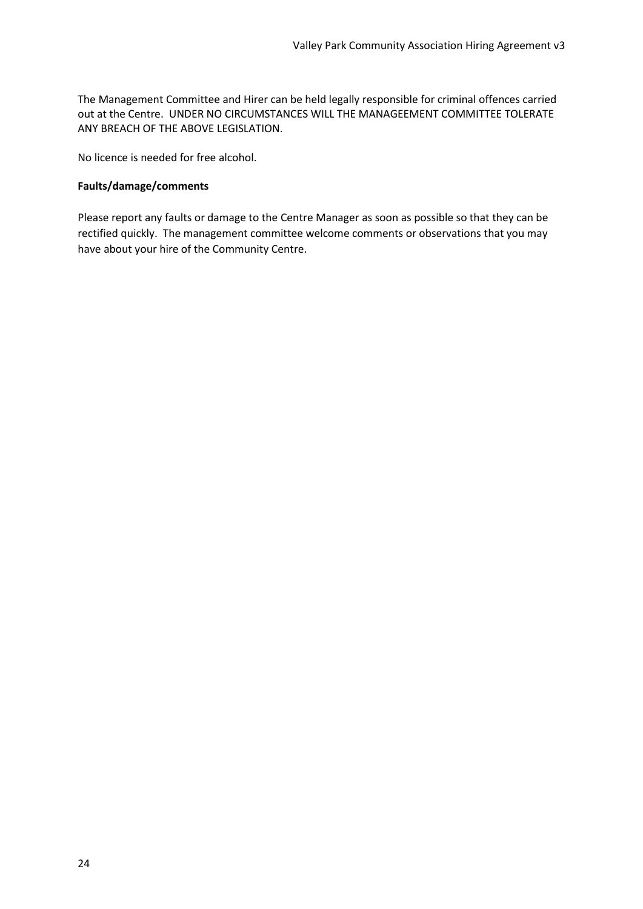The Management Committee and Hirer can be held legally responsible for criminal offences carried out at the Centre. UNDER NO CIRCUMSTANCES WILL THE MANAGEEMENT COMMITTEE TOLERATE ANY BREACH OF THE ABOVE LEGISLATION.

No licence is needed for free alcohol.

**Faults/damage/comments**

Please report any faults or damage to the Centre Manager as soon as possible so that they can be rectified quickly. The management committee welcome comments or observations that you may have about your hire of the Community Centre.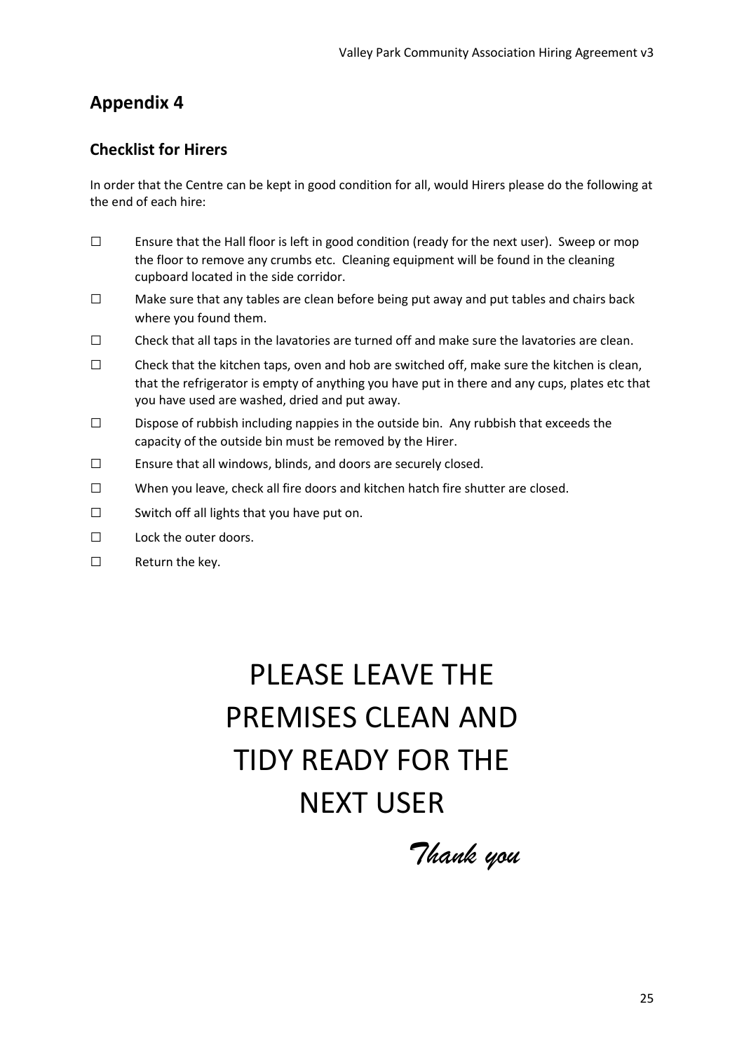## Appendix 4

### Checklist for Hirers

In order that the Centre can be kept in good condition for all, would Hirers please do the following at the end of each hire:

- ☐ Ensure that the Hall floor is left in good condition (ready for the next user). Sweep or mop the floor to remove any crumbs etc. Cleaning equipment will be found in the cleaning cupboard located in the side corridor.
- ☐ Make sure that any tables are clean before being put away and put tables and chairs back where you found them.
- ☐ Check that all taps in the lavatories are turned off and make sure the lavatories are clean.
- ☐ Check that the kitchen taps, oven and hob are switched off, make sure the kitchen is clean, that the refrigerator is empty of anything you have put in there and any cups, plates etc that you have used are washed, dried and put away.
- ☐ Dispose of rubbish including nappies in the outside bin. Any rubbish that exceeds the capacity of the outside bin must be removed by the Hirer.
- ☐ Ensure that all windows, blinds, and doors are securely closed.
- ☐ When you leave, check all fire doors and kitchen hatch fire shutter are closed.
- ☐ Switch off all lights that you have put on.
- ☐ Lock the outer doors.
- ☐ Return the key.

# PLEASE LEAVE THE PREMISES CLEAN AND TIDY READY FOR THE NEXT USER

*Thank you*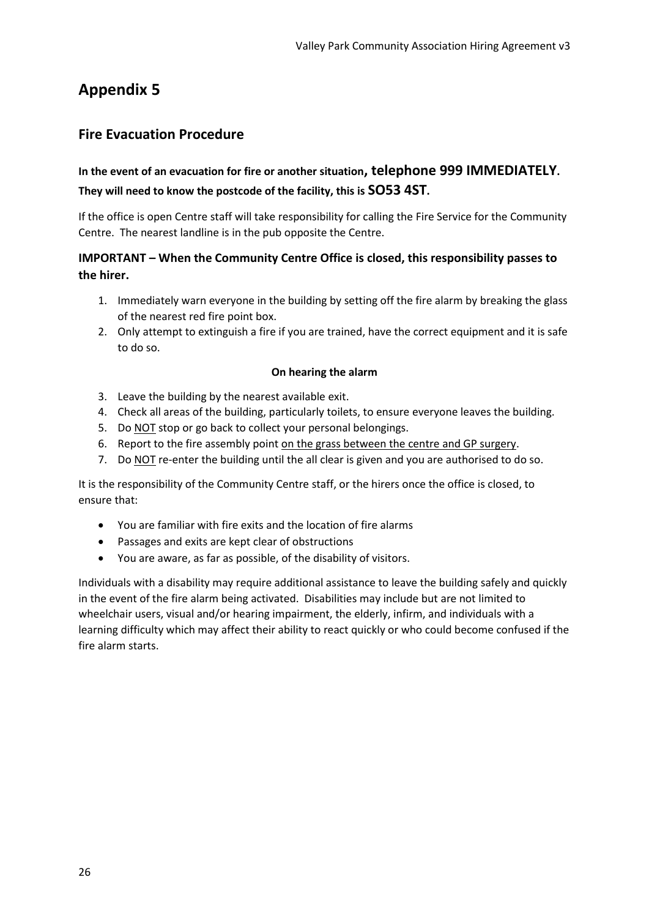# Appendix 5

## Fire Evacuation Procedure

**In the event of an evacuation for fire or another situation, telephone 999 IMMEDIATELY.**
**They will need to know the postcode of the facility, this is SO53 4ST.**

If the office is open Centre staff will take responsibility for calling the Fire Service for the Community Centre. The nearest landline is in the pub opposite the Centre.

### IMPORTANT – When the Community Centre Office is closed, this responsibility passes to the hirer.

1. Immediately warn everyone in the building by setting off the fire alarm by breaking the glass of the nearest red fire point box.
2. Only attempt to extinguish a fire if you are trained, have the correct equipment and it is safe to do so.

**On hearing the alarm**

3. Leave the building by the nearest available exit.
4. Check all areas of the building, particularly toilets, to ensure everyone leaves the building.
5. Do <u>NOT</u> stop or go back to collect your personal belongings.
6. Report to the fire assembly point <u>on the grass between the centre and GP surgery</u>.
7. Do <u>NOT</u> re-enter the building until the all clear is given and you are authorised to do so.

It is the responsibility of the Community Centre staff, or the hirers once the office is closed, to ensure that:

- You are familiar with fire exits and the location of fire alarms
- Passages and exits are kept clear of obstructions
- You are aware, as far as possible, of the disability of visitors.

Individuals with a disability may require additional assistance to leave the building safely and quickly in the event of the fire alarm being activated. Disabilities may include but are not limited to wheelchair users, visual and/or hearing impairment, the elderly, infirm, and individuals with a learning difficulty which may affect their ability to react quickly or who could become confused if the fire alarm starts.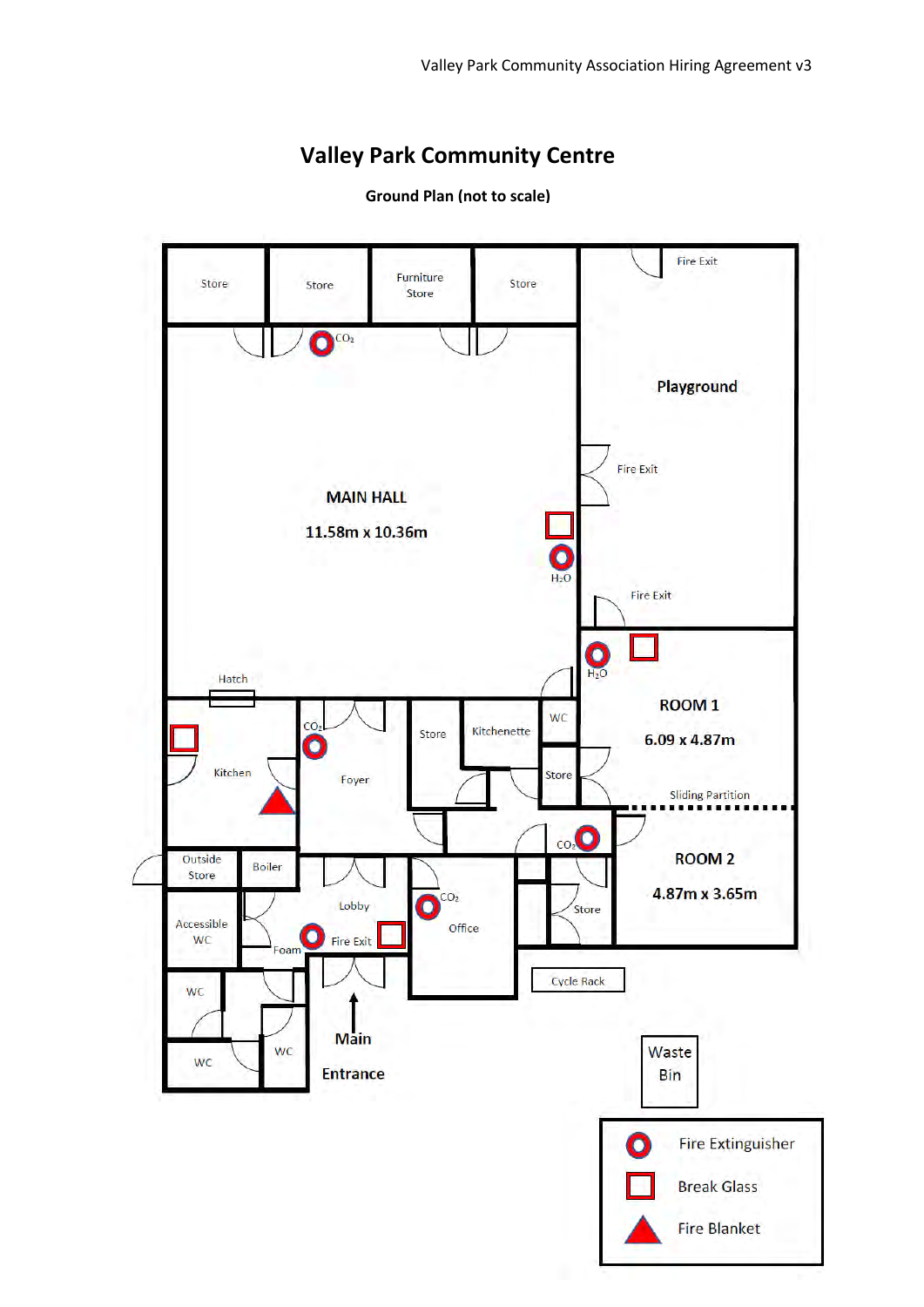# Valley Park Community Centre

**Ground Plan (not to scale)**

Store

Store

Furniture Store

Store

Fire Exit

Playground

$CO_2$

MAIN HALL

11.58m x 10.36m

Fire Exit

$H_2O$

Fire Exit

$H_2O$

ROOM 1

6.09 x 4.87m

Hatch

$CO_2$

Store

Kitchenette

WC

Kitchen

Foyer

Store

Sliding Partition

$CO_2$

ROOM 2

4.87m x 3.65m

Outside Store

Boiler

$CO_2$

Lobby

Store

Accessible WC

Office

Foam

Fire Exit

Cycle Rack

WC

Main

WC

WC

Entrance

Waste Bin

Fire Extinguisher

Break Glass

Fire Blanket